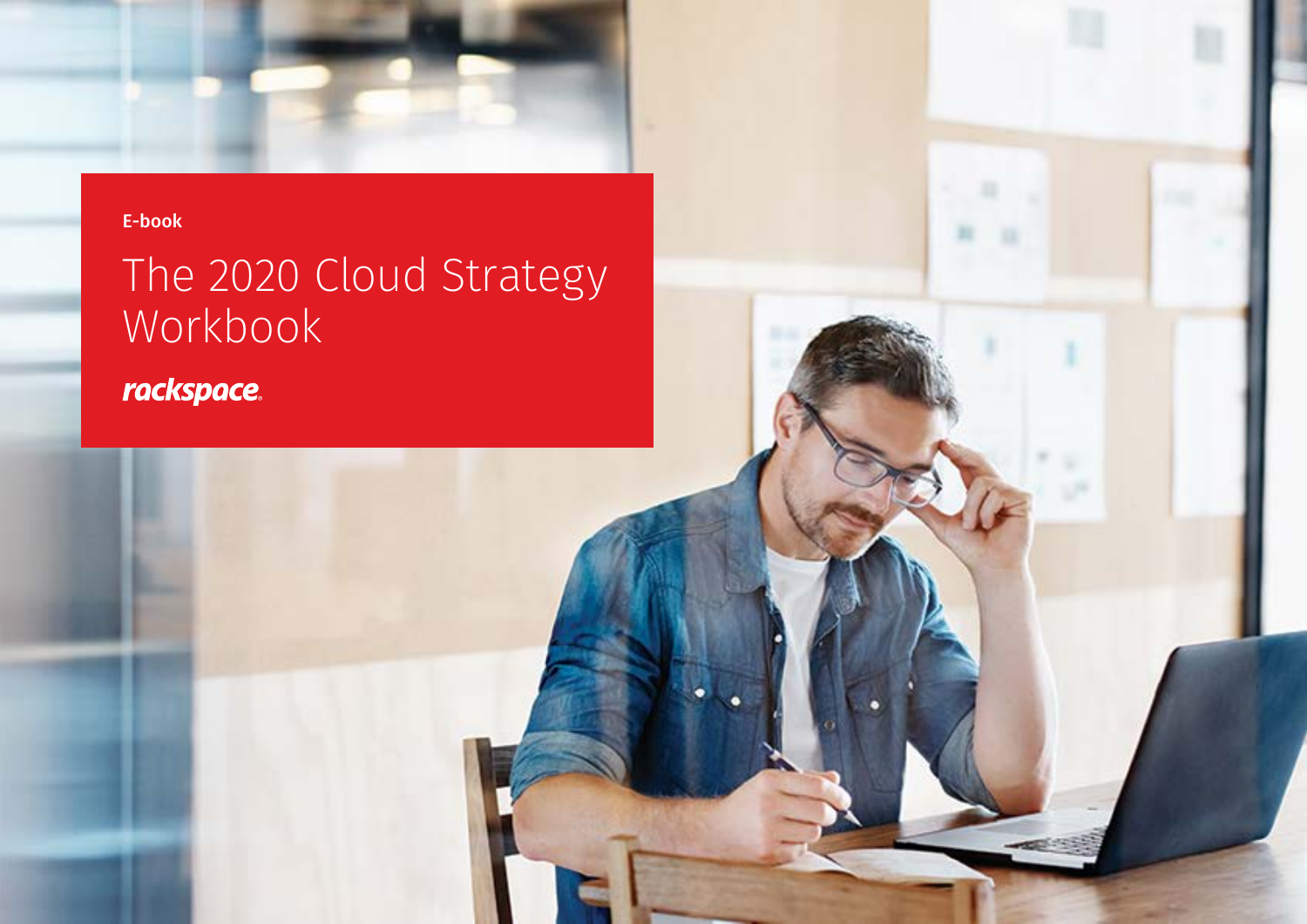E-book

# The 2020 Cloud Strategy Workbook

rackspace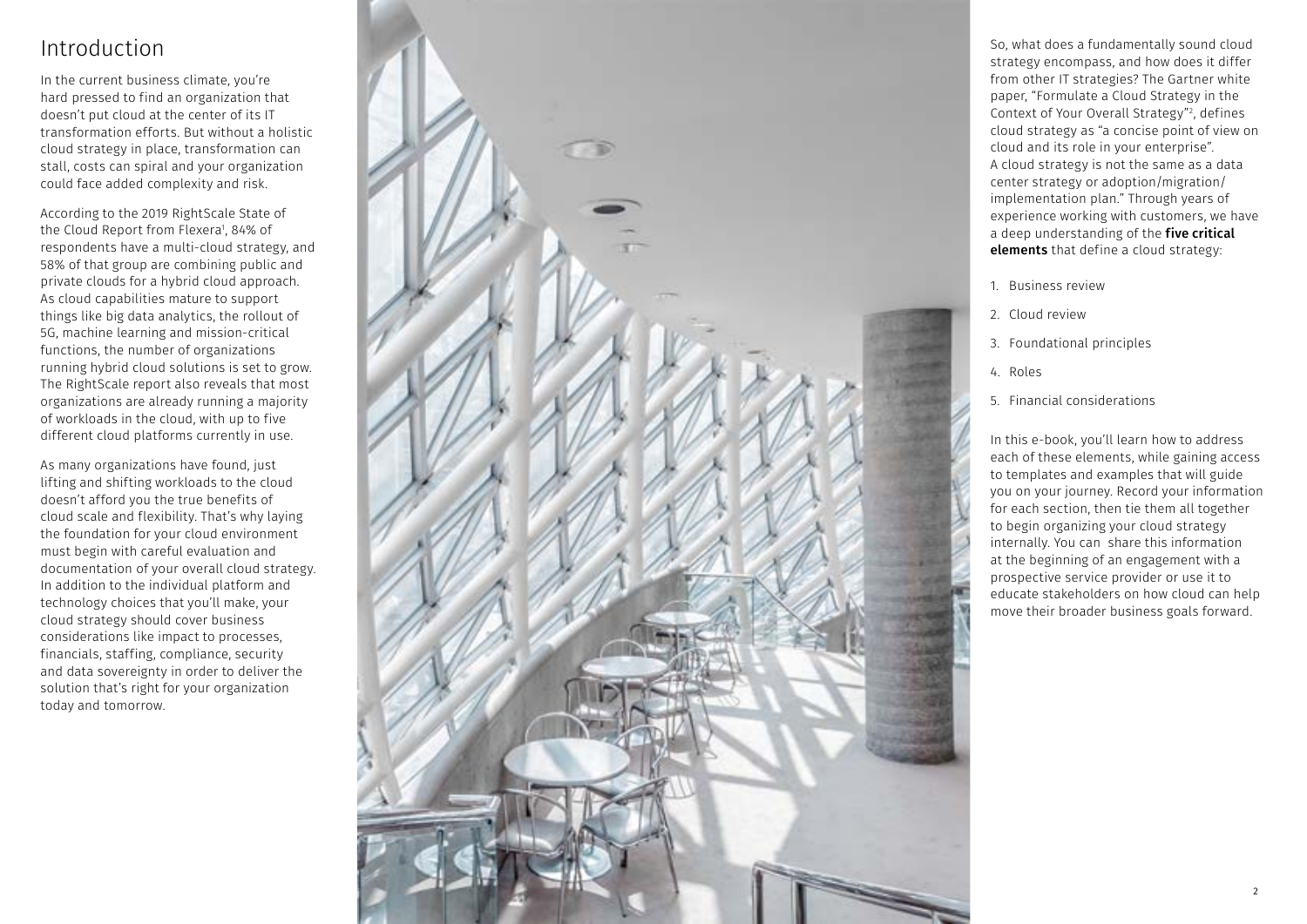# Introduction

In the current business climate, you're hard pressed to find an organization that doesn't put cloud at the center of its IT transformation efforts. But without a holistic cloud strategy in place, transformation can stall, costs can spiral and your organization could face added complexity and risk.

According to the 2019 RightScale State of the Cloud Report from Flexera[1], 84% of respondents have a multi-cloud strategy, and 58% of that group are combining public and private clouds for a hybrid cloud approach. As cloud capabilities mature to support things like big data analytics, the rollout of 5G, machine learning and mission-critical functions, the number of organizations running hybrid cloud solutions is set to grow. The RightScale report also reveals that most organizations are already running a majority of workloads in the cloud, with up to five different cloud platforms currently in use.

As many organizations have found, just lifting and shifting workloads to the cloud doesn't afford you the true benefits of cloud scale and flexibility. That's why laying the foundation for your cloud environment must begin with careful evaluation and documentation of your overall cloud strategy. In addition to the individual platform and technology choices that you'll make, your cloud strategy should cover business considerations like impact to processes, financials, staffing, compliance, security and data sovereignty in order to deliver the solution that's right for your organization today and tomorrow.

So, what does a fundamentally sound cloud strategy encompass, and how does it differ from other IT strategies? The Gartner white paper, "Formulate a Cloud Strategy in the Context of Your Overall Strategy"[2], defines cloud strategy as "a concise point of view on cloud and its role in your enterprise". A cloud strategy is not the same as a data center strategy or adoption/migration/implementation plan." Through years of experience working with customers, we have a deep understanding of the **five critical elements** that define a cloud strategy:

1. Business review
2. Cloud review
3. Foundational principles
4. Roles
5. Financial considerations

In this e-book, you'll learn how to address each of these elements, while gaining access to templates and examples that will guide you on your journey. Record your information for each section, then tie them all together to begin organizing your cloud strategy internally. You can share this information at the beginning of an engagement with a prospective service provider or use it to educate stakeholders on how cloud can help move their broader business goals forward.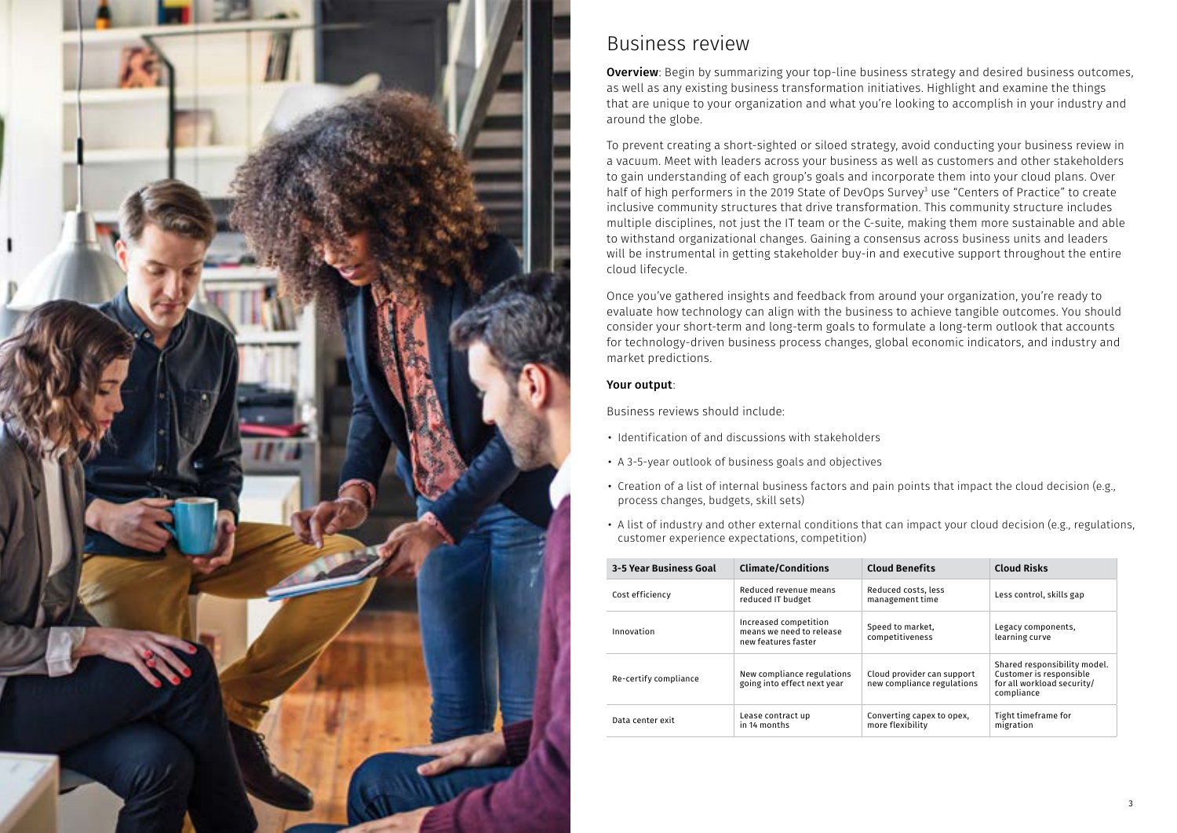# Business review

**Overview**: Begin by summarizing your top-line business strategy and desired business outcomes, as well as any existing business transformation initiatives. Highlight and examine the things that are unique to your organization and what you're looking to accomplish in your industry and around the globe.

To prevent creating a short-sighted or siloed strategy, avoid conducting your business review in a vacuum. Meet with leaders across your business as well as customers and other stakeholders to gain understanding of each group's goals and incorporate them into your cloud plans. Over half of high performers in the 2019 State of DevOps Survey[3] use "Centers of Practice" to create inclusive community structures that drive transformation. This community structure includes multiple disciplines, not just the IT team or the C-suite, making them more sustainable and able to withstand organizational changes. Gaining a consensus across business units and leaders will be instrumental in getting stakeholder buy-in and executive support throughout the entire cloud lifecycle.

Once you've gathered insights and feedback from around your organization, you're ready to evaluate how technology can align with the business to achieve tangible outcomes. You should consider your short-term and long-term goals to formulate a long-term outlook that accounts for technology-driven business process changes, global economic indicators, and industry and market predictions.

**Your output**:

Business reviews should include:

- Identification of and discussions with stakeholders
- A 3-5-year outlook of business goals and objectives
- Creation of a list of internal business factors and pain points that impact the cloud decision (e.g., process changes, budgets, skill sets)
- A list of industry and other external conditions that can impact your cloud decision (e.g., regulations, customer experience expectations, competition)

| 3-5 Year Business Goal | Climate/Conditions | Cloud Benefits | Cloud Risks |
|---|---|---|---|
| Cost efficiency | Reduced revenue means reduced IT budget | Reduced costs, less management time | Less control, skills gap |
| Innovation | Increased competition means we need to release new features faster | Speed to market, competitiveness | Legacy components, learning curve |
| Re-certify compliance | New compliance regulations going into effect next year | Cloud provider can support new compliance regulations | Shared responsibility model. Customer is responsible for all workload security/compliance |
| Data center exit | Lease contract up in 14 months | Converting capex to opex, more flexibility | Tight timeframe for migration |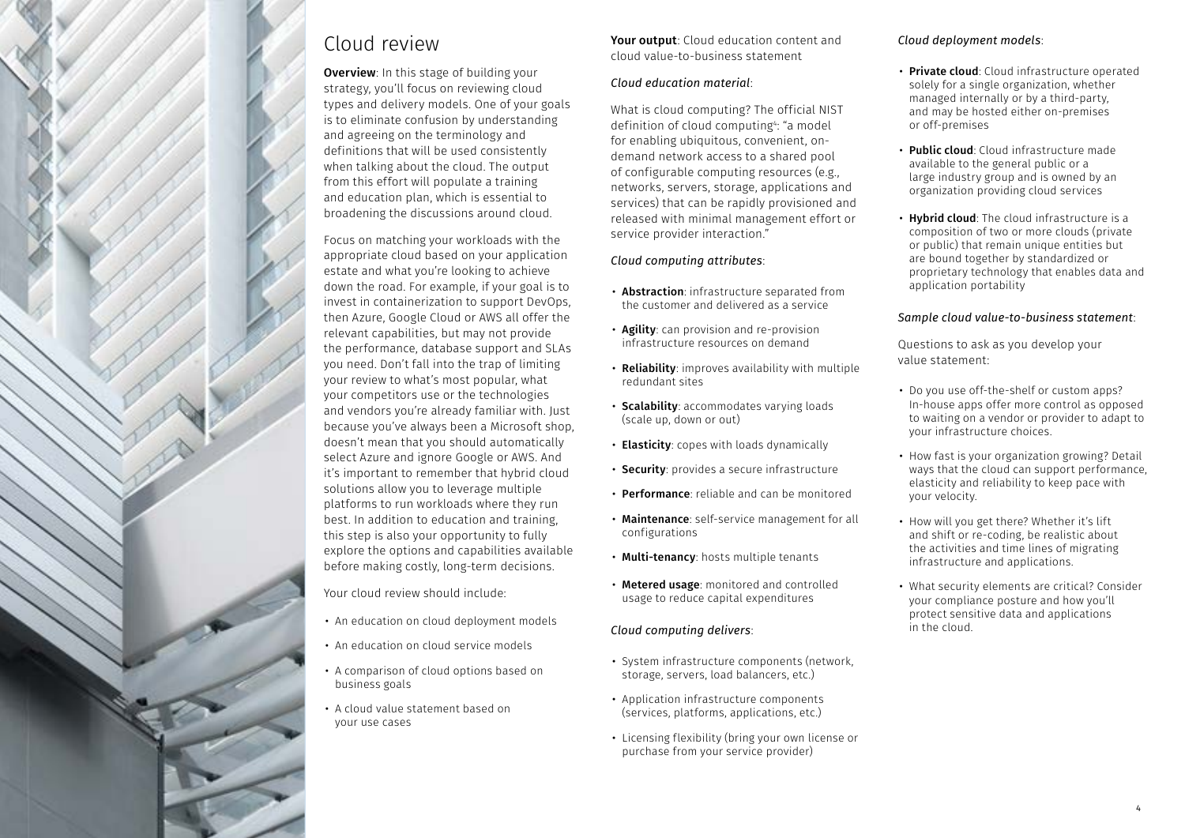# Cloud review

**Overview**: In this stage of building your strategy, you'll focus on reviewing cloud types and delivery models. One of your goals is to eliminate confusion by understanding and agreeing on the terminology and definitions that will be used consistently when talking about the cloud. The output from this effort will populate a training and education plan, which is essential to broadening the discussions around cloud.

Focus on matching your workloads with the appropriate cloud based on your application estate and what you're looking to achieve down the road. For example, if your goal is to invest in containerization to support DevOps, then Azure, Google Cloud or AWS all offer the relevant capabilities, but may not provide the performance, database support and SLAs you need. Don't fall into the trap of limiting your review to what's most popular, what your competitors use or the technologies and vendors you're already familiar with. Just because you've always been a Microsoft shop, doesn't mean that you should automatically select Azure and ignore Google or AWS. And it's important to remember that hybrid cloud solutions allow you to leverage multiple platforms to run workloads where they run best. In addition to education and training, this step is also your opportunity to fully explore the options and capabilities available before making costly, long-term decisions.

Your cloud review should include:

- An education on cloud deployment models
- An education on cloud service models
- A comparison of cloud options based on business goals
- A cloud value statement based on your use cases

**Your output**: Cloud education content and cloud value-to-business statement

*Cloud education material*:

What is cloud computing? The official NIST definition of cloud computing[4]: "a model for enabling ubiquitous, convenient, on-demand network access to a shared pool of configurable computing resources (e.g., networks, servers, storage, applications and services) that can be rapidly provisioned and released with minimal management effort or service provider interaction."

*Cloud computing attributes*:

- **Abstraction**: infrastructure separated from the customer and delivered as a service
- **Agility**: can provision and re-provision infrastructure resources on demand
- **Reliability**: improves availability with multiple redundant sites
- **Scalability**: accommodates varying loads (scale up, down or out)
- **Elasticity**: copes with loads dynamically
- **Security**: provides a secure infrastructure
- **Performance**: reliable and can be monitored
- **Maintenance**: self-service management for all configurations
- **Multi-tenancy**: hosts multiple tenants
- **Metered usage**: monitored and controlled usage to reduce capital expenditures

*Cloud computing delivers*:

- System infrastructure components (network, storage, servers, load balancers, etc.)
- Application infrastructure components (services, platforms, applications, etc.)
- Licensing flexibility (bring your own license or purchase from your service provider)

*Cloud deployment models*:

- **Private cloud**: Cloud infrastructure operated solely for a single organization, whether managed internally or by a third-party, and may be hosted either on-premises or off-premises
- **Public cloud**: Cloud infrastructure made available to the general public or a large industry group and is owned by an organization providing cloud services
- **Hybrid cloud**: The cloud infrastructure is a composition of two or more clouds (private or public) that remain unique entities but are bound together by standardized or proprietary technology that enables data and application portability

*Sample cloud value-to-business statement*:

Questions to ask as you develop your value statement:

- Do you use off-the-shelf or custom apps? In-house apps offer more control as opposed to waiting on a vendor or provider to adapt to your infrastructure choices.
- How fast is your organization growing? Detail ways that the cloud can support performance, elasticity and reliability to keep pace with your velocity.
- How will you get there? Whether it's lift and shift or re-coding, be realistic about the activities and time lines of migrating infrastructure and applications.
- What security elements are critical? Consider your compliance posture and how you'll protect sensitive data and applications in the cloud.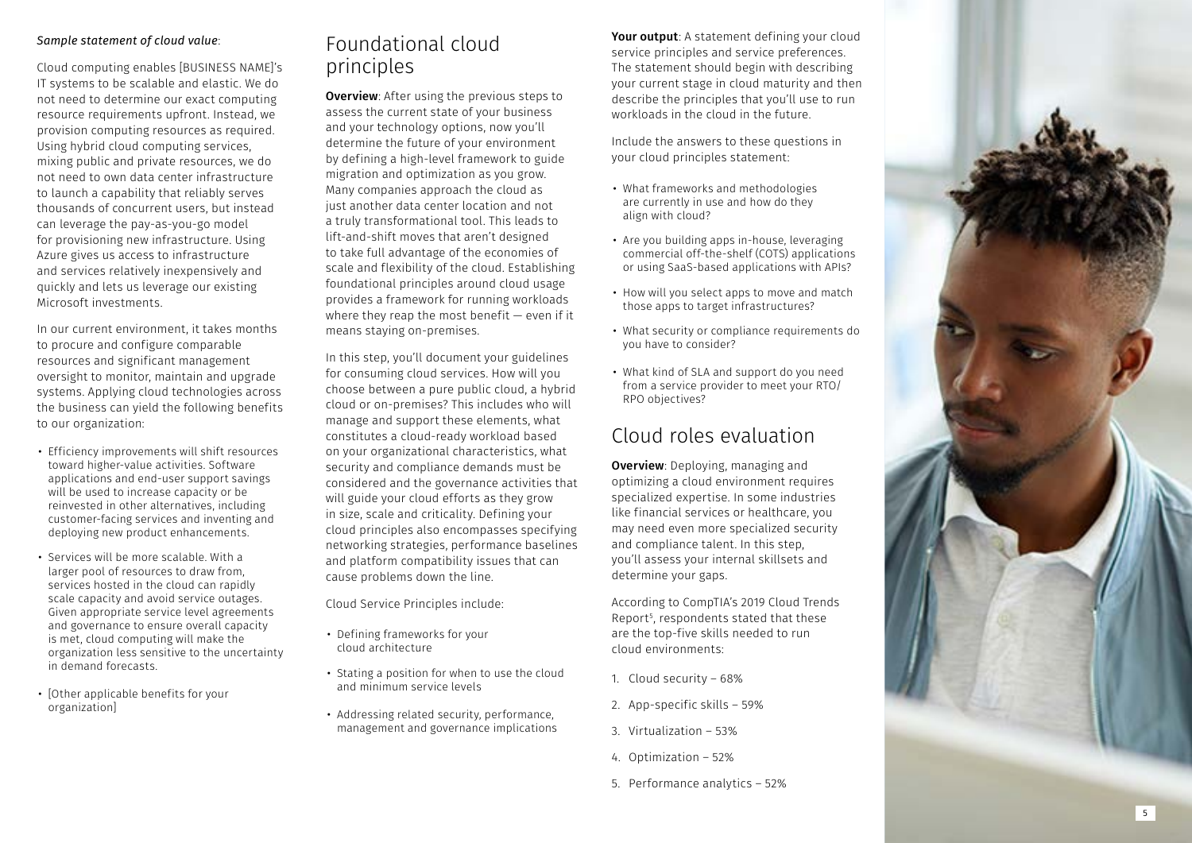*Sample statement of cloud value*:

Cloud computing enables [BUSINESS NAME]'s IT systems to be scalable and elastic. We do not need to determine our exact computing resource requirements upfront. Instead, we provision computing resources as required. Using hybrid cloud computing services, mixing public and private resources, we do not need to own data center infrastructure to launch a capability that reliably serves thousands of concurrent users, but instead can leverage the pay-as-you-go model for provisioning new infrastructure. Using Azure gives us access to infrastructure and services relatively inexpensively and quickly and lets us leverage our existing Microsoft investments.

In our current environment, it takes months to procure and configure comparable resources and significant management oversight to monitor, maintain and upgrade systems. Applying cloud technologies across the business can yield the following benefits to our organization:

- Efficiency improvements will shift resources toward higher-value activities. Software applications and end-user support savings will be used to increase capacity or be reinvested in other alternatives, including customer-facing services and inventing and deploying new product enhancements.
- Services will be more scalable. With a larger pool of resources to draw from, services hosted in the cloud can rapidly scale capacity and avoid service outages. Given appropriate service level agreements and governance to ensure overall capacity is met, cloud computing will make the organization less sensitive to the uncertainty in demand forecasts.
- [Other applicable benefits for your organization]

## Foundational cloud principles

**Overview**: After using the previous steps to assess the current state of your business and your technology options, now you'll determine the future of your environment by defining a high-level framework to guide migration and optimization as you grow. Many companies approach the cloud as just another data center location and not a truly transformational tool. This leads to lift-and-shift moves that aren't designed to take full advantage of the economies of scale and flexibility of the cloud. Establishing foundational principles around cloud usage provides a framework for running workloads where they reap the most benefit — even if it means staying on-premises.

In this step, you'll document your guidelines for consuming cloud services. How will you choose between a pure public cloud, a hybrid cloud or on-premises? This includes who will manage and support these elements, what constitutes a cloud-ready workload based on your organizational characteristics, what security and compliance demands must be considered and the governance activities that will guide your cloud efforts as they grow in size, scale and criticality. Defining your cloud principles also encompasses specifying networking strategies, performance baselines and platform compatibility issues that can cause problems down the line.

Cloud Service Principles include:

- Defining frameworks for your cloud architecture
- Stating a position for when to use the cloud and minimum service levels
- Addressing related security, performance, management and governance implications

**Your output**: A statement defining your cloud service principles and service preferences. The statement should begin with describing your current stage in cloud maturity and then describe the principles that you'll use to run workloads in the cloud in the future.

Include the answers to these questions in your cloud principles statement:

- What frameworks and methodologies are currently in use and how do they align with cloud?
- Are you building apps in-house, leveraging commercial off-the-shelf (COTS) applications or using SaaS-based applications with APIs?
- How will you select apps to move and match those apps to target infrastructures?
- What security or compliance requirements do you have to consider?
- What kind of SLA and support do you need from a service provider to meet your RTO/RPO objectives?

## Cloud roles evaluation

**Overview**: Deploying, managing and optimizing a cloud environment requires specialized expertise. In some industries like financial services or healthcare, you may need even more specialized security and compliance talent. In this step, you'll assess your internal skillsets and determine your gaps.

According to CompTIA's 2019 Cloud Trends Report[5], respondents stated that these are the top-five skills needed to run cloud environments:

1. Cloud security – 68%
2. App-specific skills – 59%
3. Virtualization – 53%
4. Optimization – 52%
5. Performance analytics – 52%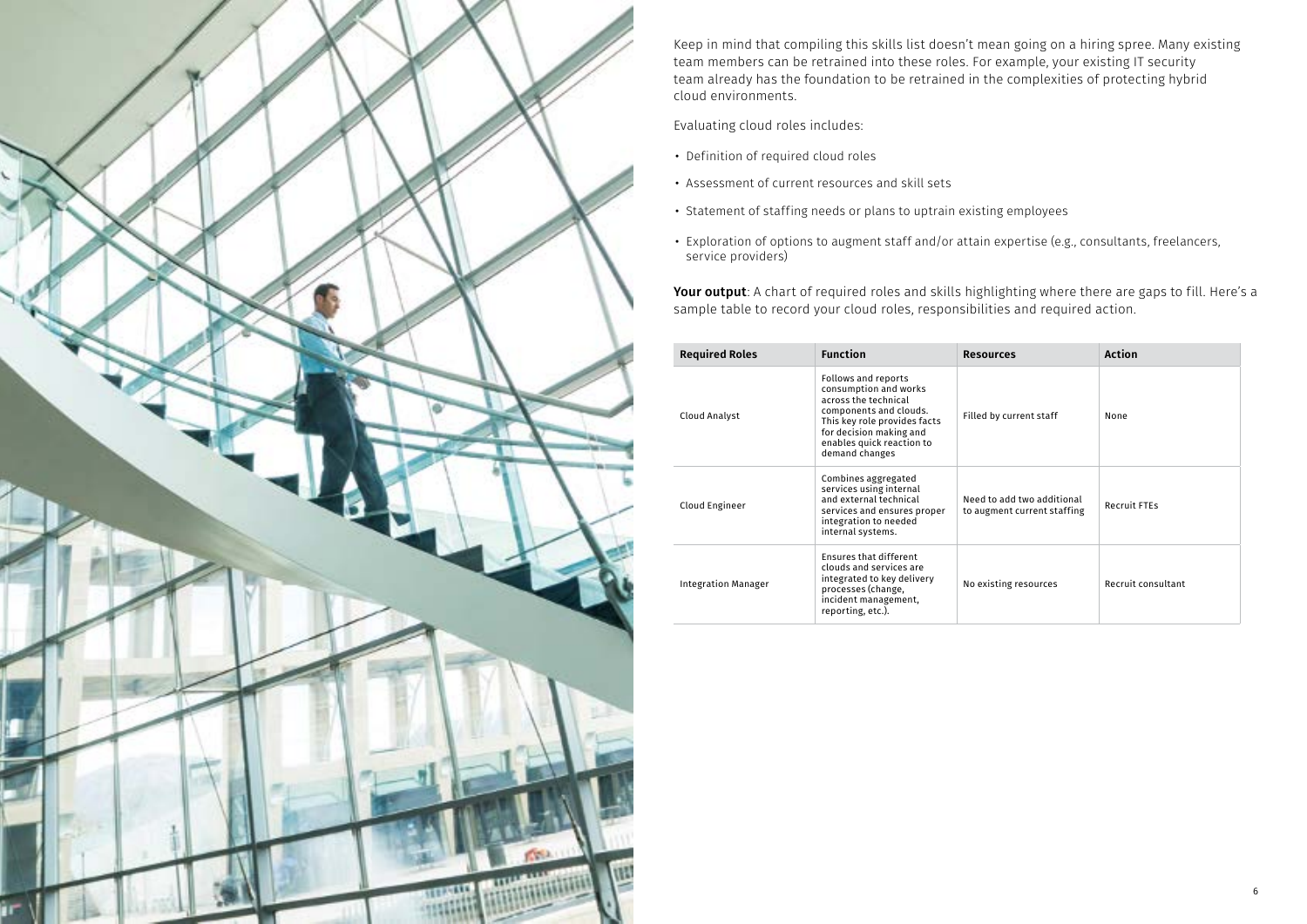Keep in mind that compiling this skills list doesn't mean going on a hiring spree. Many existing team members can be retrained into these roles. For example, your existing IT security team already has the foundation to be retrained in the complexities of protecting hybrid cloud environments.

Evaluating cloud roles includes:

- Definition of required cloud roles
- Assessment of current resources and skill sets
- Statement of staffing needs or plans to uptrain existing employees
- Exploration of options to augment staff and/or attain expertise (e.g., consultants, freelancers, service providers)

**Your output**: A chart of required roles and skills highlighting where there are gaps to fill. Here's a sample table to record your cloud roles, responsibilities and required action.

| Required Roles | Function | Resources | Action |
|---|---|---|---|
| Cloud Analyst | Follows and reports consumption and works across the technical components and clouds. This key role provides facts for decision making and enables quick reaction to demand changes | Filled by current staff | None |
| Cloud Engineer | Combines aggregated services using internal and external technical services and ensures proper integration to needed internal systems. | Need to add two additional to augment current staffing | Recruit FTEs |
| Integration Manager | Ensures that different clouds and services are integrated to key delivery processes (change, incident management, reporting, etc.). | No existing resources | Recruit consultant |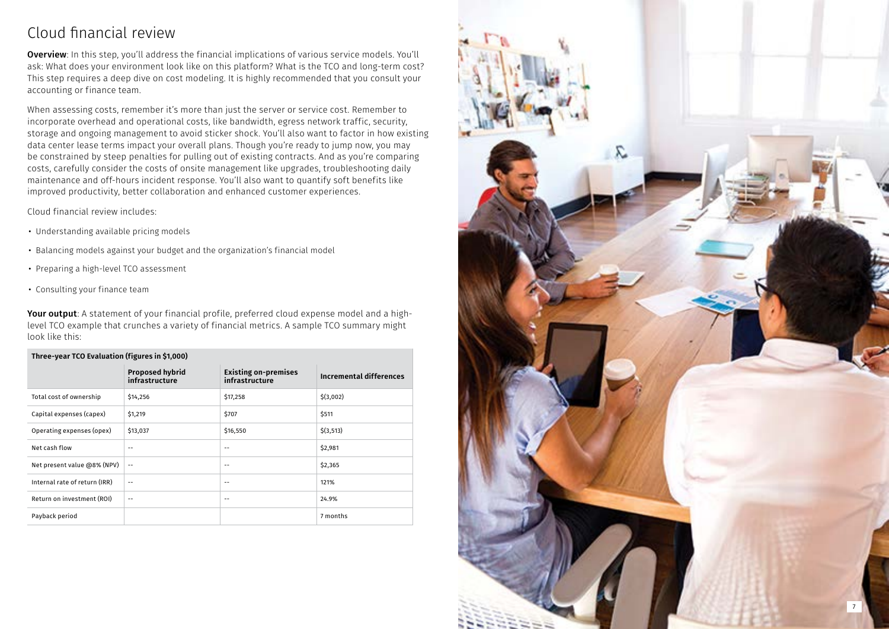# Cloud financial review

**Overview**: In this step, you'll address the financial implications of various service models. You'll ask: What does your environment look like on this platform? What is the TCO and long-term cost? This step requires a deep dive on cost modeling. It is highly recommended that you consult your accounting or finance team.

When assessing costs, remember it's more than just the server or service cost. Remember to incorporate overhead and operational costs, like bandwidth, egress network traffic, security, storage and ongoing management to avoid sticker shock. You'll also want to factor in how existing data center lease terms impact your overall plans. Though you're ready to jump now, you may be constrained by steep penalties for pulling out of existing contracts. And as you're comparing costs, carefully consider the costs of onsite management like upgrades, troubleshooting daily maintenance and off-hours incident response. You'll also want to quantify soft benefits like improved productivity, better collaboration and enhanced customer experiences.

Cloud financial review includes:

- Understanding available pricing models
- Balancing models against your budget and the organization's financial model
- Preparing a high-level TCO assessment
- Consulting your finance team

**Your output**: A statement of your financial profile, preferred cloud expense model and a high-level TCO example that crunches a variety of financial metrics. A sample TCO summary might look like this:

**Three-year TCO Evaluation (figures in $1,000)**

| | Proposed hybrid infrastructure | Existing on-premises infrastructure | Incremental differences |
|---|---|---|---|
| Total cost of ownership | $14,256 | $17,258 | $(3,002) |
| Capital expenses (capex) | $1,219 | $707 | $511 |
| Operating expenses (opex) | $13,037 | $16,550 | $(3,513) |
| Net cash flow | -- | -- | $2,981 |
| Net present value @8% (NPV) | -- | -- | $2,365 |
| Internal rate of return (IRR) | -- | -- | 121% |
| Return on investment (ROI) | -- | -- | 24.9% |
| Payback period | | | 7 months |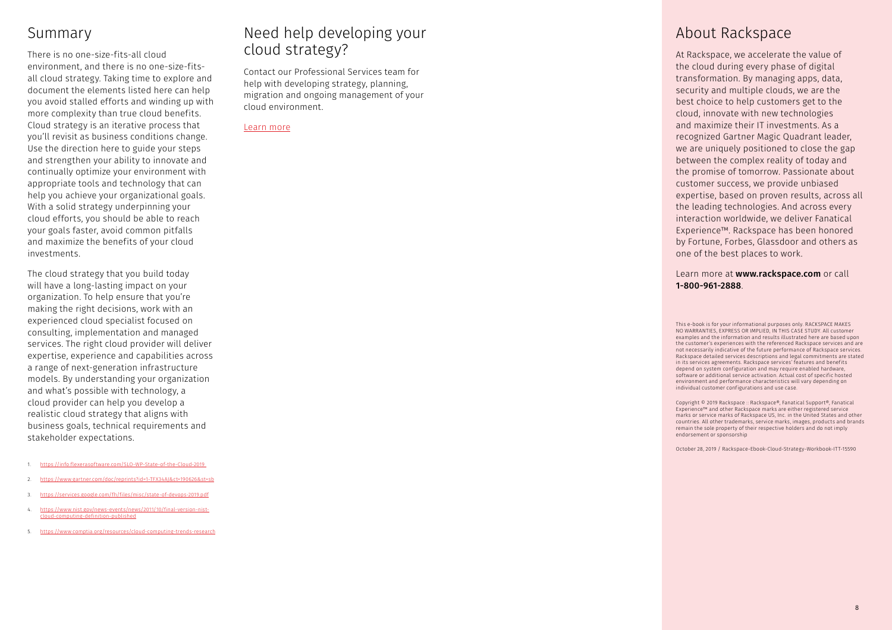## Summary

There is no one-size-fits-all cloud environment, and there is no one-size-fits-all cloud strategy. Taking time to explore and document the elements listed here can help you avoid stalled efforts and winding up with more complexity than true cloud benefits. Cloud strategy is an iterative process that you'll revisit as business conditions change. Use the direction here to guide your steps and strengthen your ability to innovate and continually optimize your environment with appropriate tools and technology that can help you achieve your organizational goals. With a solid strategy underpinning your cloud efforts, you should be able to reach your goals faster, avoid common pitfalls and maximize the benefits of your cloud investments.

The cloud strategy that you build today will have a long-lasting impact on your organization. To help ensure that you're making the right decisions, work with an experienced cloud specialist focused on consulting, implementation and managed services. The right cloud provider will deliver expertise, experience and capabilities across a range of next-generation infrastructure models. By understanding your organization and what's possible with technology, a cloud provider can help you develop a realistic cloud strategy that aligns with business goals, technical requirements and stakeholder expectations.

1. https://info.flexerasoftware.com/SLO-WP-State-of-the-Cloud-2019
2. https://www.gartner.com/doc/reprints?id=1-TFX34AJ&ct=190626&st=sb
3. https://services.google.com/fh/files/misc/state-of-devops-2019.pdf
4. https://www.nist.gov/news-events/news/2011/10/final-version-nist-cloud-computing-definition-published
5. https://www.comptia.org/resources/cloud-computing-trends-research

## Need help developing your cloud strategy?

Contact our Professional Services team for help with developing strategy, planning, migration and ongoing management of your cloud environment.

Learn more

## About Rackspace

At Rackspace, we accelerate the value of the cloud during every phase of digital transformation. By managing apps, data, security and multiple clouds, we are the best choice to help customers get to the cloud, innovate with new technologies and maximize their IT investments. As a recognized Gartner Magic Quadrant leader, we are uniquely positioned to close the gap between the complex reality of today and the promise of tomorrow. Passionate about customer success, we provide unbiased expertise, based on proven results, across all the leading technologies. And across every interaction worldwide, we deliver Fanatical Experience™. Rackspace has been honored by Fortune, Forbes, Glassdoor and others as one of the best places to work.

Learn more at **www.rackspace.com** or call **1-800-961-2888**.

This e-book is for your informational purposes only. RACKSPACE MAKES NO WARRANTIES, EXPRESS OR IMPLIED, IN THIS CASE STUDY. All customer examples and the information and results illustrated here are based upon the customer's experiences with the referenced Rackspace services and are not necessarily indicative of the future performance of Rackspace services. Rackspace detailed services descriptions and legal commitments are stated in its services agreements. Rackspace services' features and benefits depend on system configuration and may require enabled hardware, software or additional service activation. Actual cost of specific hosted environment and performance characteristics will vary depending on individual customer configurations and use case.

Copyright © 2019 Rackspace :: Rackspace®, Fanatical Support®, Fanatical Experience™ and other Rackspace marks are either registered service marks or service marks of Rackspace US, Inc. in the United States and other countries. All other trademarks, service marks, images, products and brands remain the sole property of their respective holders and do not imply endorsement or sponsorship

October 28, 2019 / Rackspace-Ebook-Cloud-Strategy-Workbook-ITT-15590